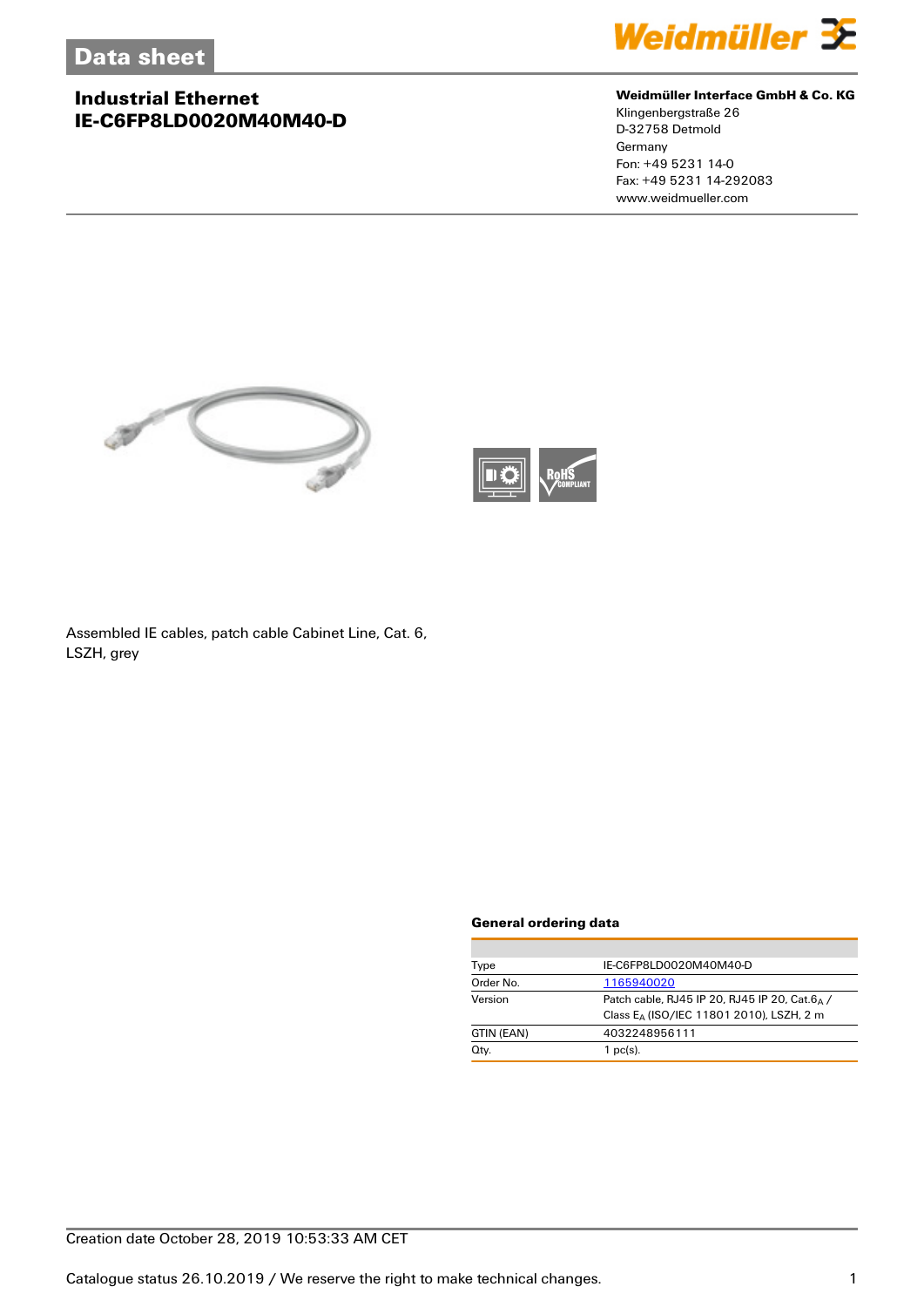Data sheet

# Industrial Ethernet
# IE-C6FP8LD0020M40M40-D

**Weidmüller Interface GmbH & Co. KG**
Klingenbergstraße 26
D-32758 Detmold
Germany
Fon: +49 5231 14-0
Fax: +49 5231 14-292083
www.weidmueller.com

Assembled IE cables, patch cable Cabinet Line, Cat. 6, LSZH, grey

### General ordering data

| | |
|---|---|
| Type | IE-C6FP8LD0020M40M40-D |
| Order No. | 1165940020 |
| Version | Patch cable, RJ45 IP 20, RJ45 IP 20, Cat.$6_A$ / Class $E_A$ (ISO/IEC 11801 2010), LSZH, 2 m |
| GTIN (EAN) | 4032248956111 |
| Qty. | 1 pc(s). |

Creation date October 28, 2019 10:53:33 AM CET

Catalogue status 26.10.2019 / We reserve the right to make technical changes.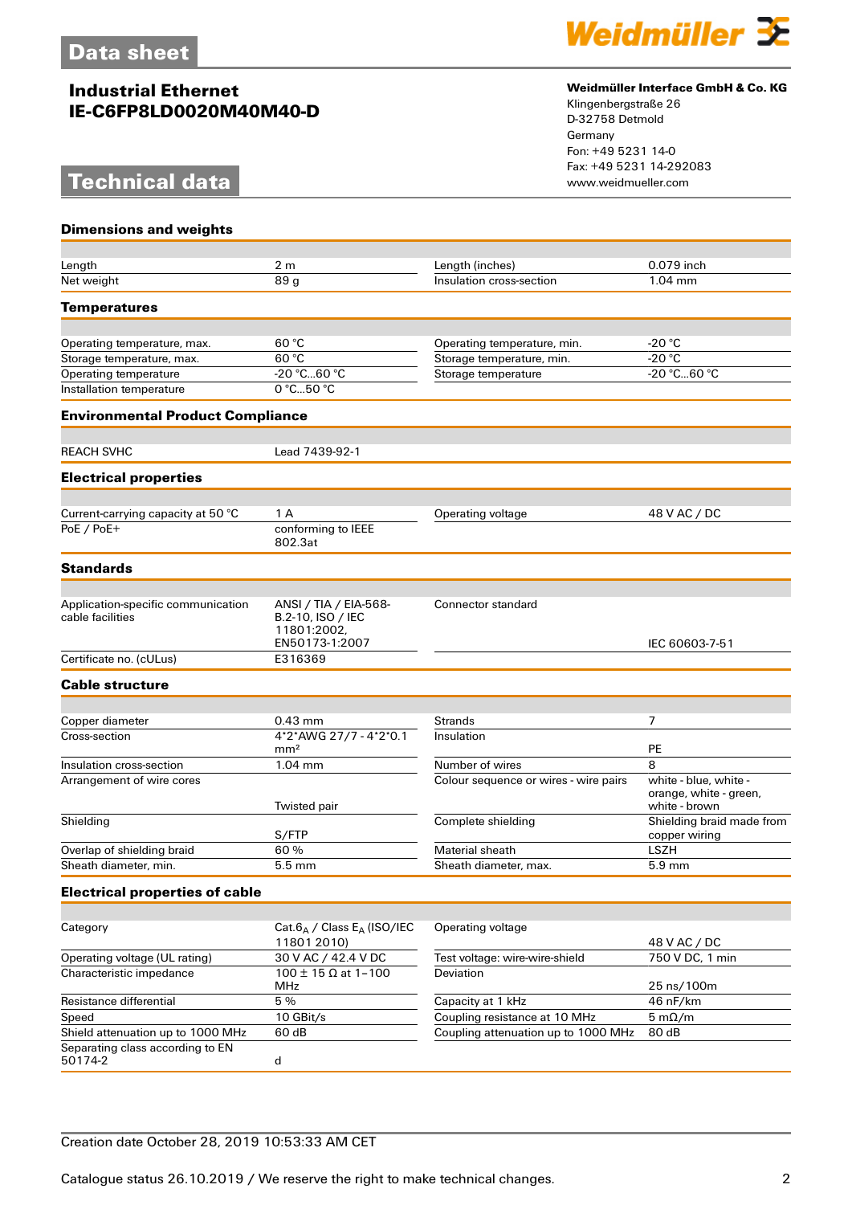# Data sheet

## Industrial Ethernet
## IE-C6FP8LD0020M40M40-D

**Weidmüller Interface GmbH & Co. KG**
Klingenbergstraße 26
D-32758 Detmold
Germany
Fon: +49 5231 14-0
Fax: +49 5231 14-292083
www.weidmueller.com

# Technical data

### Dimensions and weights

| | | | |
|---|---|---|---|
| Length | 2 m | Length (inches) | 0.079 inch |
| Net weight | 89 g | Insulation cross-section | 1.04 mm |

### Temperatures

| | | | |
|---|---|---|---|
| Operating temperature, max. | 60 °C | Operating temperature, min. | -20 °C |
| Storage temperature, max. | 60 °C | Storage temperature, min. | -20 °C |
| Operating temperature | -20 °C...60 °C | Storage temperature | -20 °C...60 °C |
| Installation temperature | 0 °C...50 °C | | |

### Environmental Product Compliance

| | |
|---|---|
| REACH SVHC | Lead 7439-92-1 |

### Electrical properties

| | | | |
|---|---|---|---|
| Current-carrying capacity at 50 °C | 1 A | Operating voltage | 48 V AC / DC |
| PoE / PoE+ | conforming to IEEE 802.3at | | |

### Standards

| | | | |
|---|---|---|---|
| Application-specific communication cable facilities | ANSI / TIA / EIA-568-B.2-10, ISO / IEC 11801:2002, EN50173-1:2007 | Connector standard | IEC 60603-7-51 |
| Certificate no. (cULus) | E316369 | | |

### Cable structure

| | | | |
|---|---|---|---|
| Copper diameter | 0.43 mm | Strands | 7 |
| Cross-section | 4*2*AWG 27/7 - 4*2*0.1 mm² | Insulation | PE |
| Insulation cross-section | 1.04 mm | Number of wires | 8 |
| Arrangement of wire cores | Twisted pair | Colour sequence or wires - wire pairs | white - blue, white - orange, white - green, white - brown |
| Shielding | S/FTP | Complete shielding | Shielding braid made from copper wiring |
| Overlap of shielding braid | 60 % | Material sheath | LSZH |
| Sheath diameter, min. | 5.5 mm | Sheath diameter, max. | 5.9 mm |

### Electrical properties of cable

| | | | |
|---|---|---|---|
| Category | Cat.$6_A$ / Class $E_A$ (ISO/IEC 11801 2010) | Operating voltage | 48 V AC / DC |
| Operating voltage (UL rating) | 30 V AC / 42.4 V DC | Test voltage: wire-wire-shield | 750 V DC, 1 min |
| Characteristic impedance | 100 ± 15 Ω at 1–100 MHz | Deviation | 25 ns/100m |
| Resistance differential | 5 % | Capacity at 1 kHz | 46 nF/km |
| Speed | 10 GBit/s | Coupling resistance at 10 MHz | 5 mΩ/m |
| Shield attenuation up to 1000 MHz | 60 dB | Coupling attenuation up to 1000 MHz | 80 dB |
| Separating class according to EN 50174-2 | d | | |

Creation date October 28, 2019 10:53:33 AM CET

Catalogue status 26.10.2019 / We reserve the right to make technical changes.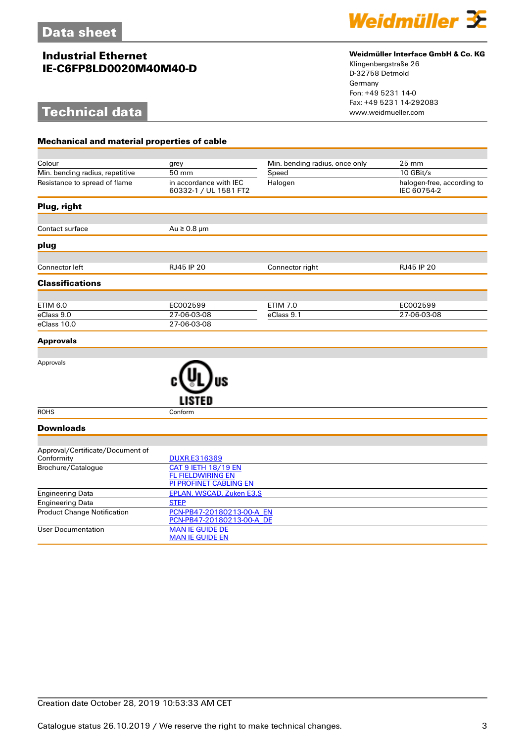## Mechanical and material properties of cable

| | | | |
|---|---|---|---|
| Colour | grey | Min. bending radius, once only | 25 mm |
| Min. bending radius, repetitive | 50 mm | Speed | 10 GBit/s |
| Resistance to spread of flame | in accordance with IEC 60332-1 / UL 1581 FT2 | Halogen | halogen-free, according to IEC 60754-2 |

## Plug, right

| | |
|---|---|
| Contact surface | Au ≥ 0.8 µm |

## plug

| | | | |
|---|---|---|---|
| Connector left | RJ45 IP 20 | Connector right | RJ45 IP 20 |

## Classifications

| | | | |
|---|---|---|---|
| ETIM 6.0 | EC002599 | ETIM 7.0 | EC002599 |
| eClass 9.0 | 27-06-03-08 | eClass 9.1 | 27-06-03-08 |
| eClass 10.0 | 27-06-03-08 | | |

## Approvals

| | |
|---|---|
| Approvals | cULus LISTED |
| ROHS | Conform |

## Downloads

| | |
|---|---|
| Approval/Certificate/Document of Conformity | DUXR.E316369 |
| Brochure/Catalogue | CAT 9 IETH 18/19 EN<br>FL FIELDWIRING EN<br>PI PROFINET CABLING EN |
| Engineering Data | EPLAN, WSCAD, Zuken E3.S |
| Engineering Data | STEP |
| Product Change Notification | PCN-PB47-20180213-00-A_EN<br>PCN-PB47-20180213-00-A_DE |
| User Documentation | MAN IE GUIDE DE<br>MAN IE GUIDE EN |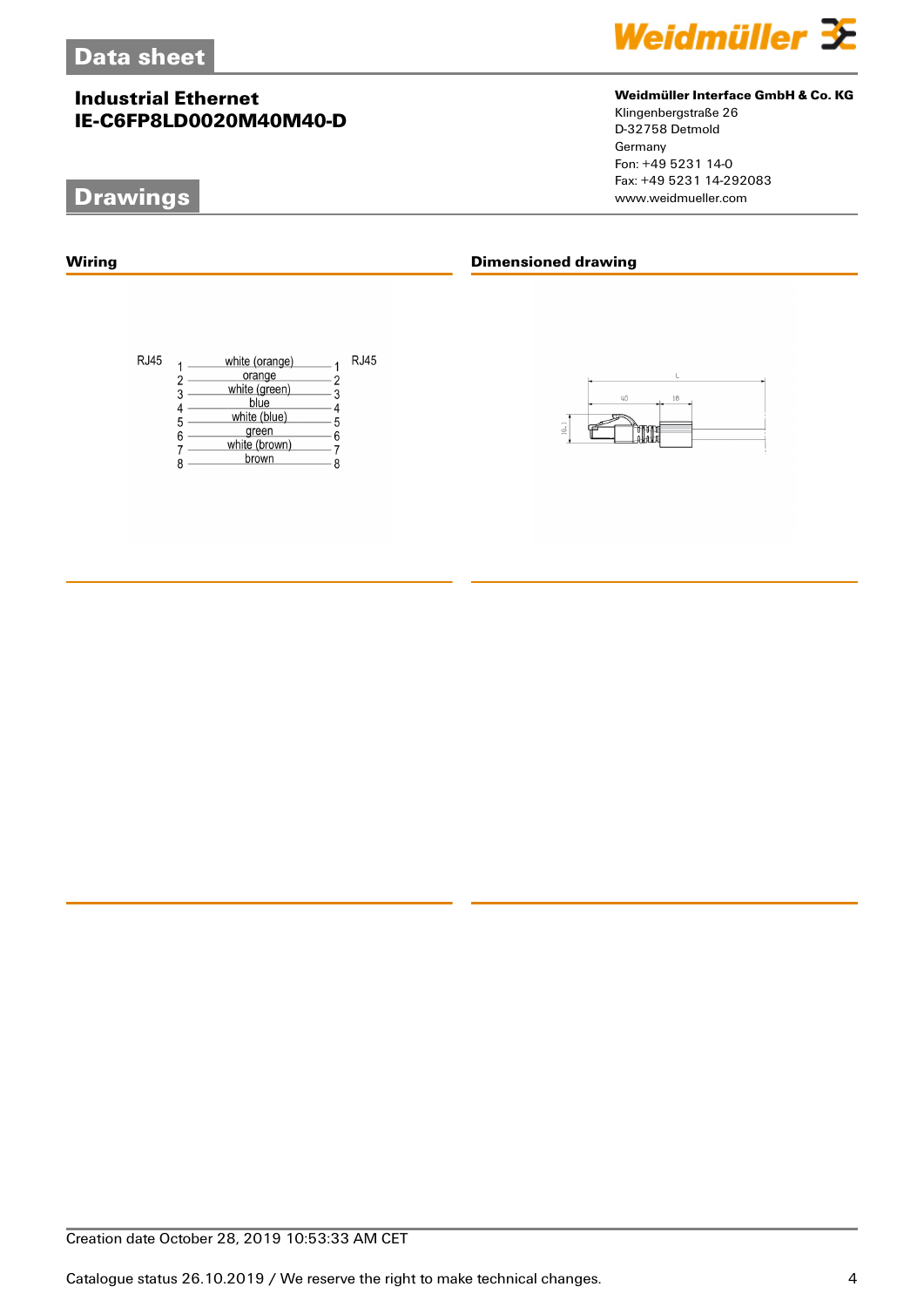## Data sheet

**Industrial Ethernet**
**IE-C6FP8LD0020M40M40-D**

**Weidmüller Interface GmbH & Co. KG**
Klingenbergstraße 26
D-32758 Detmold
Germany
Fon: +49 5231 14-0
Fax: +49 5231 14-292083
www.weidmueller.com

## Drawings

### Wiring

RJ45

RJ45

1 white (orange) 1
2 orange 2
3 white (green) 3
4 blue 4
5 white (blue) 5
6 green 6
7 white (brown) 7
8 brown 8

### Dimensioned drawing

L
40
18
16,1

Creation date October 28, 2019 10:53:33 AM CET

Catalogue status 26.10.2019 / We reserve the right to make technical changes.